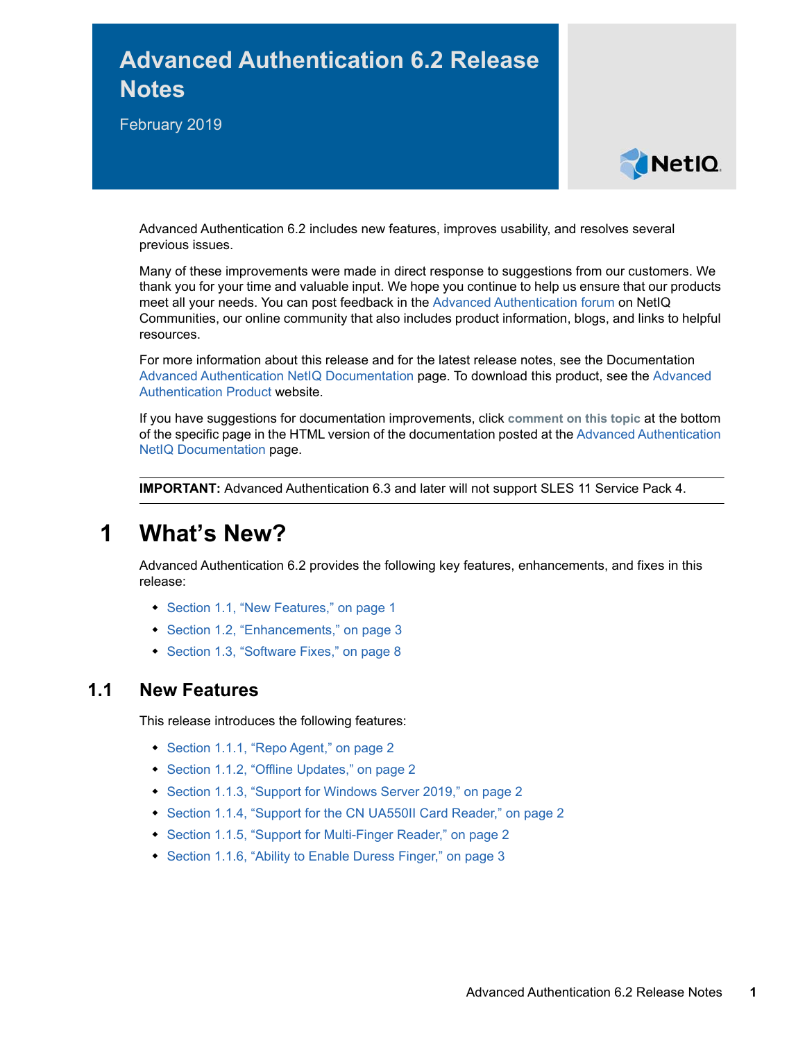# Advanced Authentication 6.2 Release Notes

February 2019

Advanced Authentication 6.2 includes new features, improves usability, and resolves several previous issues.

Many of these improvements were made in direct response to suggestions from our customers. We thank you for your time and valuable input. We hope you continue to help us ensure that our products meet all your needs. You can post feedback in the Advanced Authentication forum on NetIQ Communities, our online community that also includes product information, blogs, and links to helpful resources.

For more information about this release and for the latest release notes, see the Documentation Advanced Authentication NetIQ Documentation page. To download this product, see the Advanced Authentication Product website.

If you have suggestions for documentation improvements, click **comment on this topic** at the bottom of the specific page in the HTML version of the documentation posted at the Advanced Authentication NetIQ Documentation page.

---

**IMPORTANT:** Advanced Authentication 6.3 and later will not support SLES 11 Service Pack 4.

---

# 1 What's New?

Advanced Authentication 6.2 provides the following key features, enhancements, and fixes in this release:

- Section 1.1, "New Features," on page 1
- Section 1.2, "Enhancements," on page 3
- Section 1.3, "Software Fixes," on page 8

## 1.1 New Features

This release introduces the following features:

- Section 1.1.1, "Repo Agent," on page 2
- Section 1.1.2, "Offline Updates," on page 2
- Section 1.1.3, "Support for Windows Server 2019," on page 2
- Section 1.1.4, "Support for the CN UA550II Card Reader," on page 2
- Section 1.1.5, "Support for Multi-Finger Reader," on page 2
- Section 1.1.6, "Ability to Enable Duress Finger," on page 3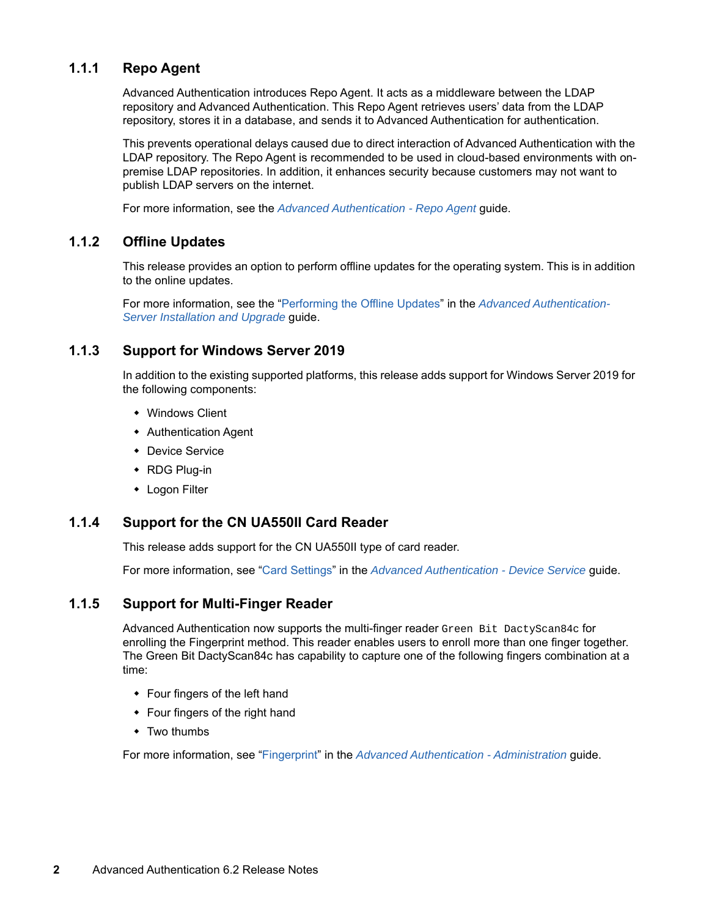### 1.1.1 Repo Agent

Advanced Authentication introduces Repo Agent. It acts as a middleware between the LDAP repository and Advanced Authentication. This Repo Agent retrieves users' data from the LDAP repository, stores it in a database, and sends it to Advanced Authentication for authentication.

This prevents operational delays caused due to direct interaction of Advanced Authentication with the LDAP repository. The Repo Agent is recommended to be used in cloud-based environments with on-premise LDAP repositories. In addition, it enhances security because customers may not want to publish LDAP servers on the internet.

For more information, see the *Advanced Authentication - Repo Agent* guide.

### 1.1.2 Offline Updates

This release provides an option to perform offline updates for the operating system. This is in addition to the online updates.

For more information, see the "Performing the Offline Updates" in the *Advanced Authentication-Server Installation and Upgrade* guide.

### 1.1.3 Support for Windows Server 2019

In addition to the existing supported platforms, this release adds support for Windows Server 2019 for the following components:

- Windows Client
- Authentication Agent
- Device Service
- RDG Plug-in
- Logon Filter

### 1.1.4 Support for the CN UA550II Card Reader

This release adds support for the CN UA550II type of card reader.

For more information, see "Card Settings" in the *Advanced Authentication - Device Service* guide.

### 1.1.5 Support for Multi-Finger Reader

Advanced Authentication now supports the multi-finger reader `Green Bit DactyScan84c` for enrolling the Fingerprint method. This reader enables users to enroll more than one finger together. The Green Bit DactyScan84c has capability to capture one of the following fingers combination at a time:

- Four fingers of the left hand
- Four fingers of the right hand
- Two thumbs

For more information, see "Fingerprint" in the *Advanced Authentication - Administration* guide.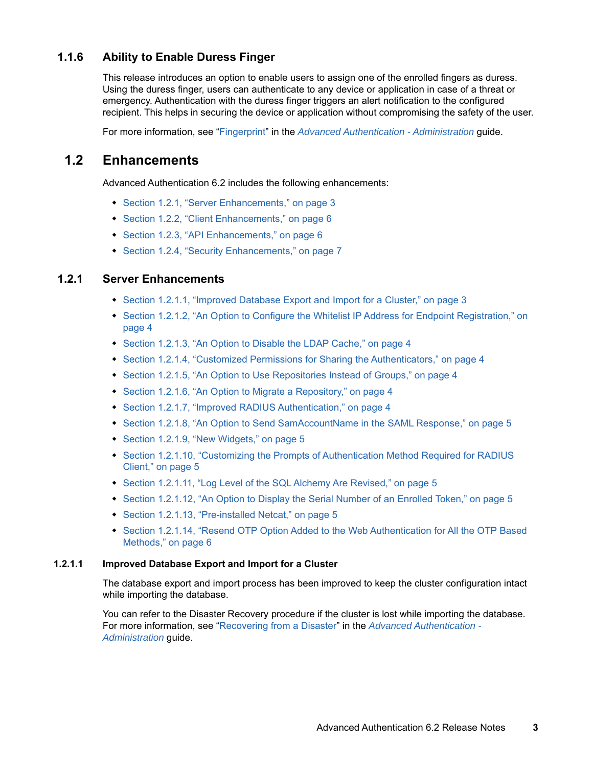### 1.1.6 Ability to Enable Duress Finger

This release introduces an option to enable users to assign one of the enrolled fingers as duress. Using the duress finger, users can authenticate to any device or application in case of a threat or emergency. Authentication with the duress finger triggers an alert notification to the configured recipient. This helps in securing the device or application without compromising the safety of the user.

For more information, see "Fingerprint" in the *Advanced Authentication - Administration* guide.

## 1.2 Enhancements

Advanced Authentication 6.2 includes the following enhancements:

- Section 1.2.1, "Server Enhancements," on page 3
- Section 1.2.2, "Client Enhancements," on page 6
- Section 1.2.3, "API Enhancements," on page 6
- Section 1.2.4, "Security Enhancements," on page 7

### 1.2.1 Server Enhancements

- Section 1.2.1.1, "Improved Database Export and Import for a Cluster," on page 3
- Section 1.2.1.2, "An Option to Configure the Whitelist IP Address for Endpoint Registration," on page 4
- Section 1.2.1.3, "An Option to Disable the LDAP Cache," on page 4
- Section 1.2.1.4, "Customized Permissions for Sharing the Authenticators," on page 4
- Section 1.2.1.5, "An Option to Use Repositories Instead of Groups," on page 4
- Section 1.2.1.6, "An Option to Migrate a Repository," on page 4
- Section 1.2.1.7, "Improved RADIUS Authentication," on page 4
- Section 1.2.1.8, "An Option to Send SamAccountName in the SAML Response," on page 5
- Section 1.2.1.9, "New Widgets," on page 5
- Section 1.2.1.10, "Customizing the Prompts of Authentication Method Required for RADIUS Client," on page 5
- Section 1.2.1.11, "Log Level of the SQL Alchemy Are Revised," on page 5
- Section 1.2.1.12, "An Option to Display the Serial Number of an Enrolled Token," on page 5
- Section 1.2.1.13, "Pre-installed Netcat," on page 5
- Section 1.2.1.14, "Resend OTP Option Added to the Web Authentication for All the OTP Based Methods," on page 6

#### 1.2.1.1 Improved Database Export and Import for a Cluster

The database export and import process has been improved to keep the cluster configuration intact while importing the database.

You can refer to the Disaster Recovery procedure if the cluster is lost while importing the database. For more information, see "Recovering from a Disaster" in the *Advanced Authentication - Administration* guide.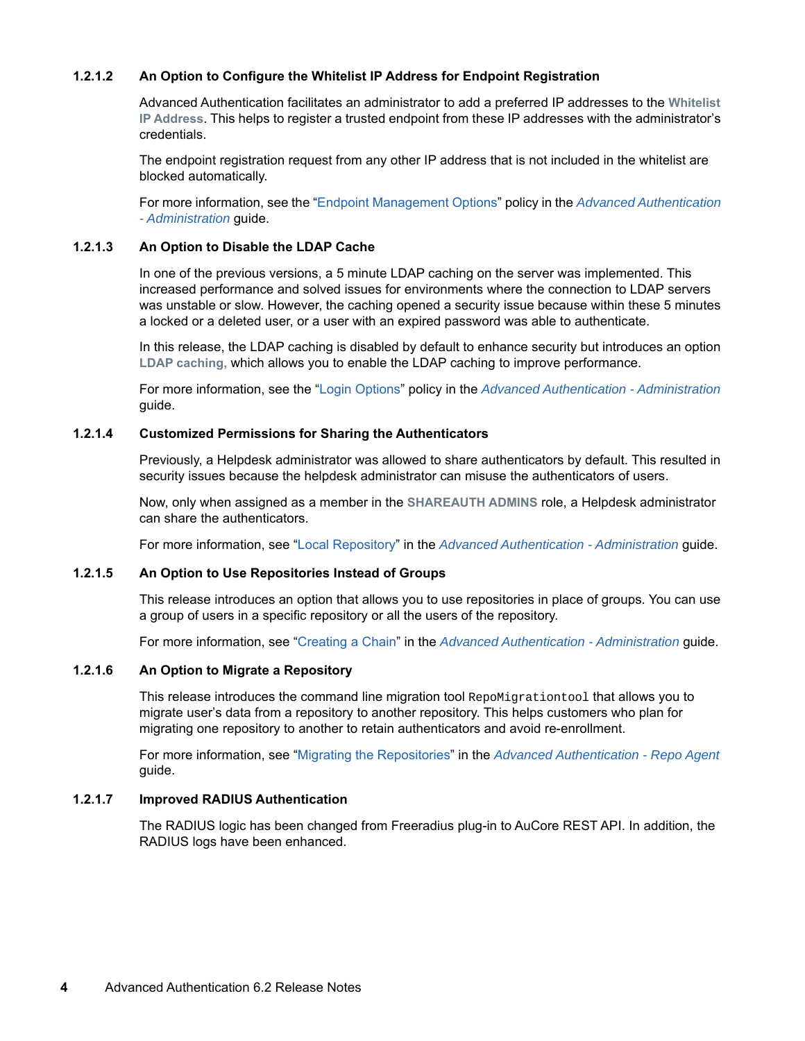#### 1.2.1.2 An Option to Configure the Whitelist IP Address for Endpoint Registration

Advanced Authentication facilitates an administrator to add a preferred IP addresses to the **Whitelist IP Address**. This helps to register a trusted endpoint from these IP addresses with the administrator's credentials.

The endpoint registration request from any other IP address that is not included in the whitelist are blocked automatically.

For more information, see the "Endpoint Management Options" policy in the *Advanced Authentication - Administration* guide.

#### 1.2.1.3 An Option to Disable the LDAP Cache

In one of the previous versions, a 5 minute LDAP caching on the server was implemented. This increased performance and solved issues for environments where the connection to LDAP servers was unstable or slow. However, the caching opened a security issue because within these 5 minutes a locked or a deleted user, or a user with an expired password was able to authenticate.

In this release, the LDAP caching is disabled by default to enhance security but introduces an option **LDAP caching,** which allows you to enable the LDAP caching to improve performance.

For more information, see the "Login Options" policy in the *Advanced Authentication - Administration* guide.

#### 1.2.1.4 Customized Permissions for Sharing the Authenticators

Previously, a Helpdesk administrator was allowed to share authenticators by default. This resulted in security issues because the helpdesk administrator can misuse the authenticators of users.

Now, only when assigned as a member in the **SHAREAUTH ADMINS** role, a Helpdesk administrator can share the authenticators.

For more information, see "Local Repository" in the *Advanced Authentication - Administration* guide.

#### 1.2.1.5 An Option to Use Repositories Instead of Groups

This release introduces an option that allows you to use repositories in place of groups. You can use a group of users in a specific repository or all the users of the repository.

For more information, see "Creating a Chain" in the *Advanced Authentication - Administration* guide.

#### 1.2.1.6 An Option to Migrate a Repository

This release introduces the command line migration tool `RepoMigrationtool` that allows you to migrate user's data from a repository to another repository. This helps customers who plan for migrating one repository to another to retain authenticators and avoid re-enrollment.

For more information, see "Migrating the Repositories" in the *Advanced Authentication - Repo Agent* guide.

#### 1.2.1.7 Improved RADIUS Authentication

The RADIUS logic has been changed from Freeradius plug-in to AuCore REST API. In addition, the RADIUS logs have been enhanced.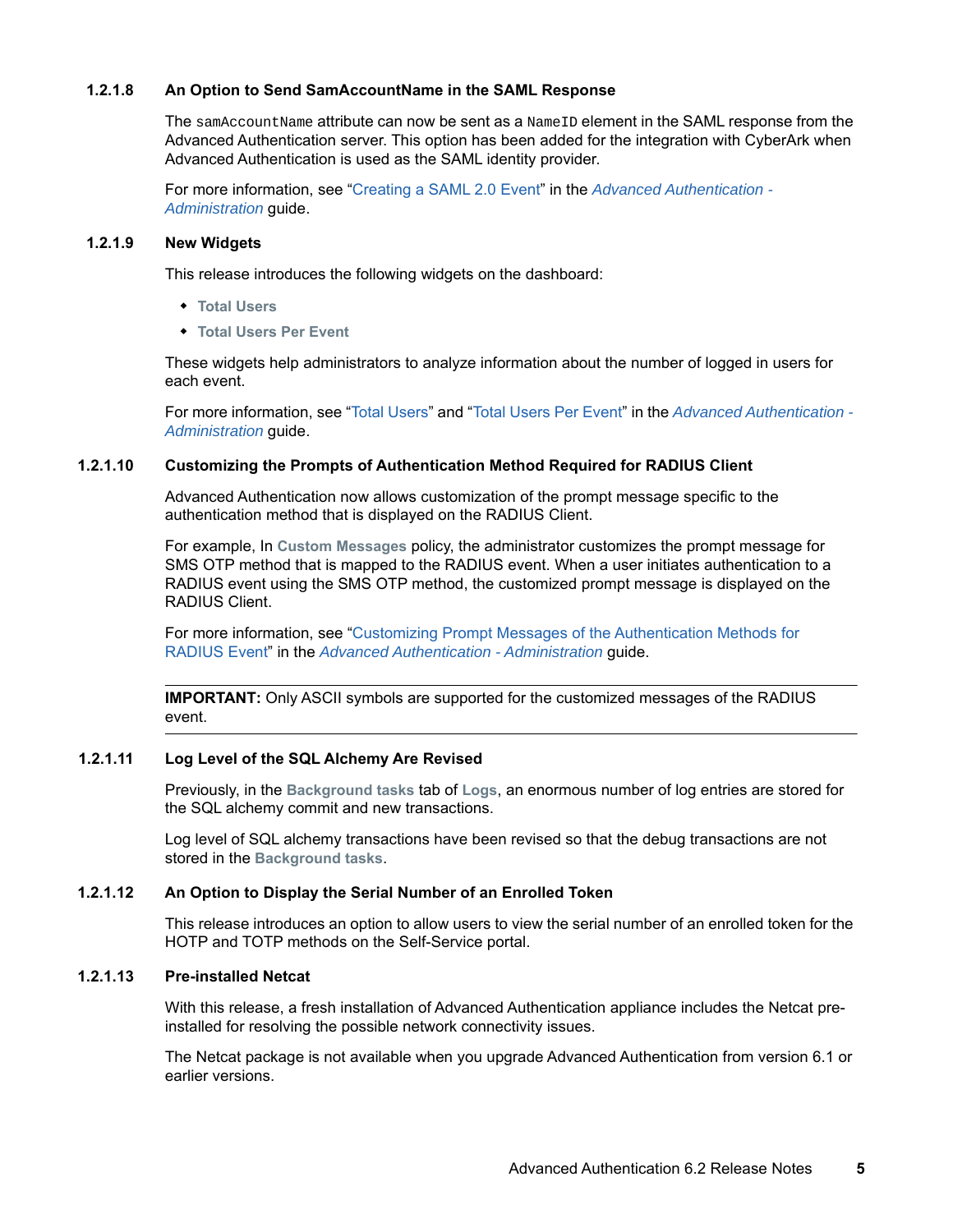#### 1.2.1.8 An Option to Send SamAccountName in the SAML Response

The `samAccountName` attribute can now be sent as a `NameID` element in the SAML response from the Advanced Authentication server. This option has been added for the integration with CyberArk when Advanced Authentication is used as the SAML identity provider.

For more information, see "Creating a SAML 2.0 Event" in the *Advanced Authentication - Administration* guide.

#### 1.2.1.9 New Widgets

This release introduces the following widgets on the dashboard:

- **Total Users**
- **Total Users Per Event**

These widgets help administrators to analyze information about the number of logged in users for each event.

For more information, see "Total Users" and "Total Users Per Event" in the *Advanced Authentication - Administration* guide.

#### 1.2.1.10 Customizing the Prompts of Authentication Method Required for RADIUS Client

Advanced Authentication now allows customization of the prompt message specific to the authentication method that is displayed on the RADIUS Client.

For example, In **Custom Messages** policy, the administrator customizes the prompt message for SMS OTP method that is mapped to the RADIUS event. When a user initiates authentication to a RADIUS event using the SMS OTP method, the customized prompt message is displayed on the RADIUS Client.

For more information, see "Customizing Prompt Messages of the Authentication Methods for RADIUS Event" in the *Advanced Authentication - Administration* guide.

---

**IMPORTANT:** Only ASCII symbols are supported for the customized messages of the RADIUS event.

---

#### 1.2.1.11 Log Level of the SQL Alchemy Are Revised

Previously, in the **Background tasks** tab of **Logs**, an enormous number of log entries are stored for the SQL alchemy commit and new transactions.

Log level of SQL alchemy transactions have been revised so that the debug transactions are not stored in the **Background tasks**.

#### 1.2.1.12 An Option to Display the Serial Number of an Enrolled Token

This release introduces an option to allow users to view the serial number of an enrolled token for the HOTP and TOTP methods on the Self-Service portal.

#### 1.2.1.13 Pre-installed Netcat

With this release, a fresh installation of Advanced Authentication appliance includes the Netcat pre-installed for resolving the possible network connectivity issues.

The Netcat package is not available when you upgrade Advanced Authentication from version 6.1 or earlier versions.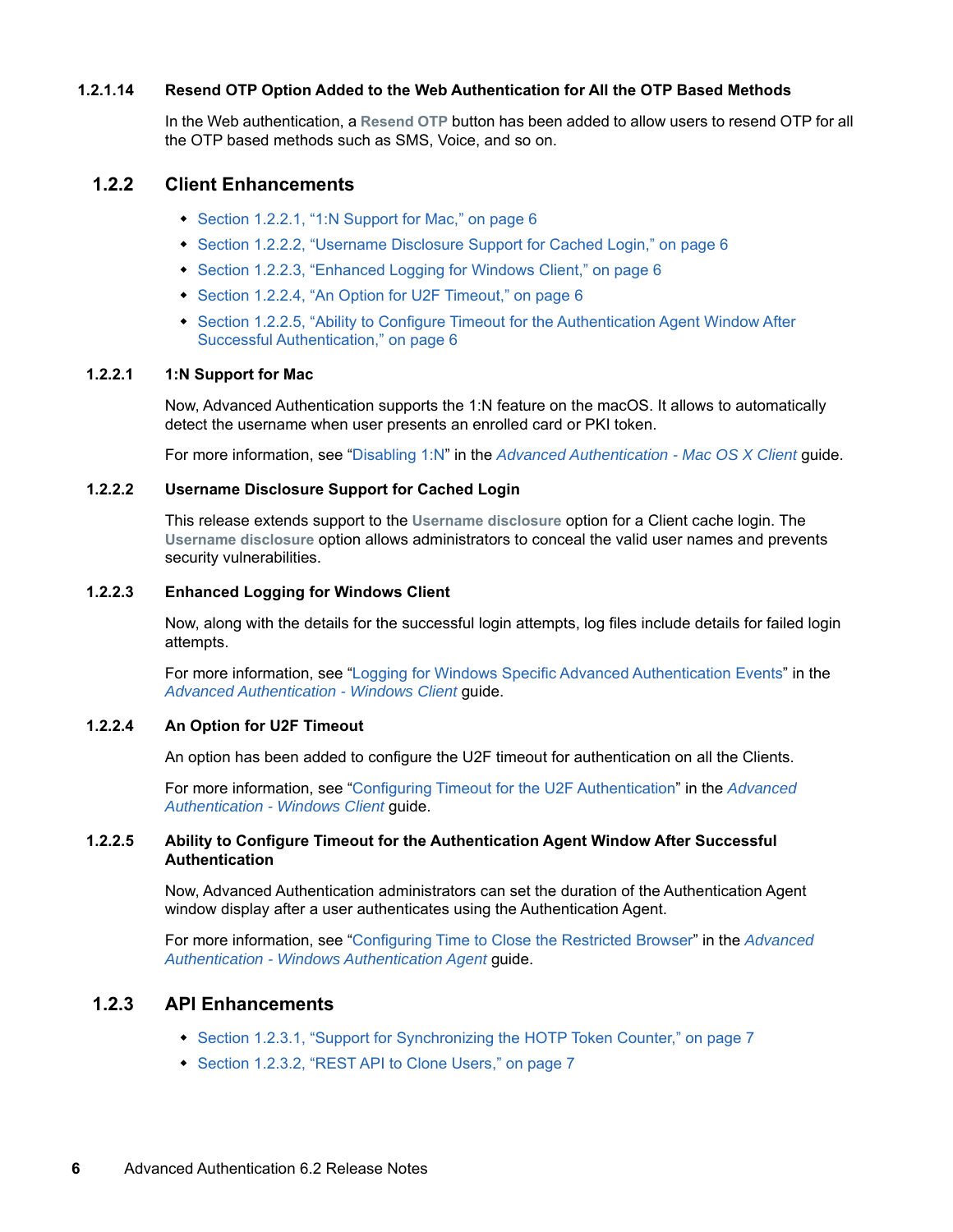#### 1.2.1.14 Resend OTP Option Added to the Web Authentication for All the OTP Based Methods

In the Web authentication, a **Resend OTP** button has been added to allow users to resend OTP for all the OTP based methods such as SMS, Voice, and so on.

### 1.2.2 Client Enhancements

- Section 1.2.2.1, "1:N Support for Mac," on page 6
- Section 1.2.2.2, "Username Disclosure Support for Cached Login," on page 6
- Section 1.2.2.3, "Enhanced Logging for Windows Client," on page 6
- Section 1.2.2.4, "An Option for U2F Timeout," on page 6
- Section 1.2.2.5, "Ability to Configure Timeout for the Authentication Agent Window After Successful Authentication," on page 6

#### 1.2.2.1 1:N Support for Mac

Now, Advanced Authentication supports the 1:N feature on the macOS. It allows to automatically detect the username when user presents an enrolled card or PKI token.

For more information, see "Disabling 1:N" in the *Advanced Authentication - Mac OS X Client* guide.

#### 1.2.2.2 Username Disclosure Support for Cached Login

This release extends support to the **Username disclosure** option for a Client cache login. The **Username disclosure** option allows administrators to conceal the valid user names and prevents security vulnerabilities.

#### 1.2.2.3 Enhanced Logging for Windows Client

Now, along with the details for the successful login attempts, log files include details for failed login attempts.

For more information, see "Logging for Windows Specific Advanced Authentication Events" in the *Advanced Authentication - Windows Client* guide.

#### 1.2.2.4 An Option for U2F Timeout

An option has been added to configure the U2F timeout for authentication on all the Clients.

For more information, see "Configuring Timeout for the U2F Authentication" in the *Advanced Authentication - Windows Client* guide.

#### 1.2.2.5 Ability to Configure Timeout for the Authentication Agent Window After Successful Authentication

Now, Advanced Authentication administrators can set the duration of the Authentication Agent window display after a user authenticates using the Authentication Agent.

For more information, see "Configuring Time to Close the Restricted Browser" in the *Advanced Authentication - Windows Authentication Agent* guide.

### 1.2.3 API Enhancements

- Section 1.2.3.1, "Support for Synchronizing the HOTP Token Counter," on page 7
- Section 1.2.3.2, "REST API to Clone Users," on page 7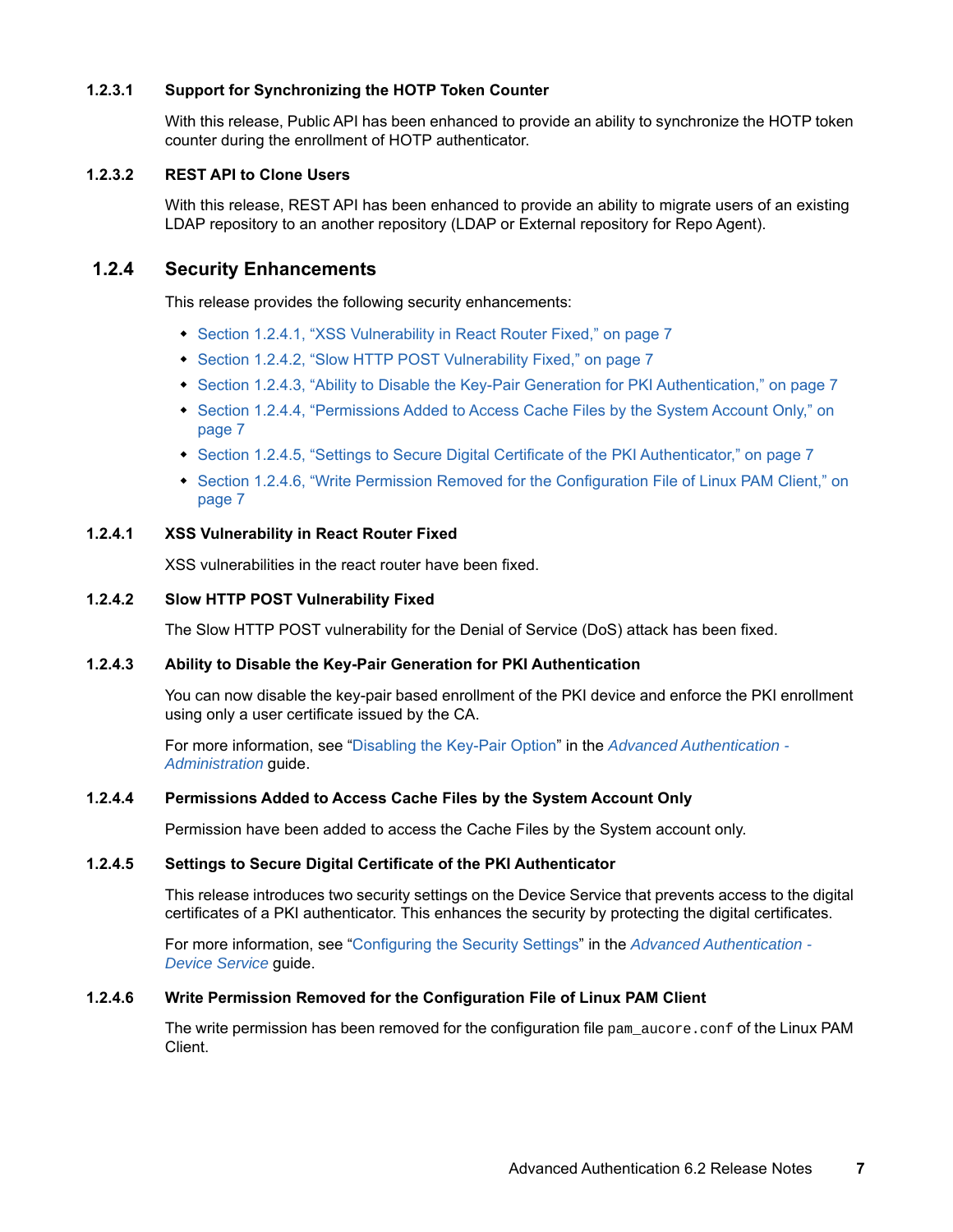#### 1.2.3.1 Support for Synchronizing the HOTP Token Counter

With this release, Public API has been enhanced to provide an ability to synchronize the HOTP token counter during the enrollment of HOTP authenticator.

#### 1.2.3.2 REST API to Clone Users

With this release, REST API has been enhanced to provide an ability to migrate users of an existing LDAP repository to an another repository (LDAP or External repository for Repo Agent).

### 1.2.4 Security Enhancements

This release provides the following security enhancements:

- Section 1.2.4.1, "XSS Vulnerability in React Router Fixed," on page 7
- Section 1.2.4.2, "Slow HTTP POST Vulnerability Fixed," on page 7
- Section 1.2.4.3, "Ability to Disable the Key-Pair Generation for PKI Authentication," on page 7
- Section 1.2.4.4, "Permissions Added to Access Cache Files by the System Account Only," on page 7
- Section 1.2.4.5, "Settings to Secure Digital Certificate of the PKI Authenticator," on page 7
- Section 1.2.4.6, "Write Permission Removed for the Configuration File of Linux PAM Client," on page 7

#### 1.2.4.1 XSS Vulnerability in React Router Fixed

XSS vulnerabilities in the react router have been fixed.

#### 1.2.4.2 Slow HTTP POST Vulnerability Fixed

The Slow HTTP POST vulnerability for the Denial of Service (DoS) attack has been fixed.

#### 1.2.4.3 Ability to Disable the Key-Pair Generation for PKI Authentication

You can now disable the key-pair based enrollment of the PKI device and enforce the PKI enrollment using only a user certificate issued by the CA.

For more information, see "Disabling the Key-Pair Option" in the *Advanced Authentication - Administration* guide.

#### 1.2.4.4 Permissions Added to Access Cache Files by the System Account Only

Permission have been added to access the Cache Files by the System account only.

#### 1.2.4.5 Settings to Secure Digital Certificate of the PKI Authenticator

This release introduces two security settings on the Device Service that prevents access to the digital certificates of a PKI authenticator. This enhances the security by protecting the digital certificates.

For more information, see "Configuring the Security Settings" in the *Advanced Authentication - Device Service* guide.

#### 1.2.4.6 Write Permission Removed for the Configuration File of Linux PAM Client

The write permission has been removed for the configuration file `pam_aucore.conf` of the Linux PAM Client.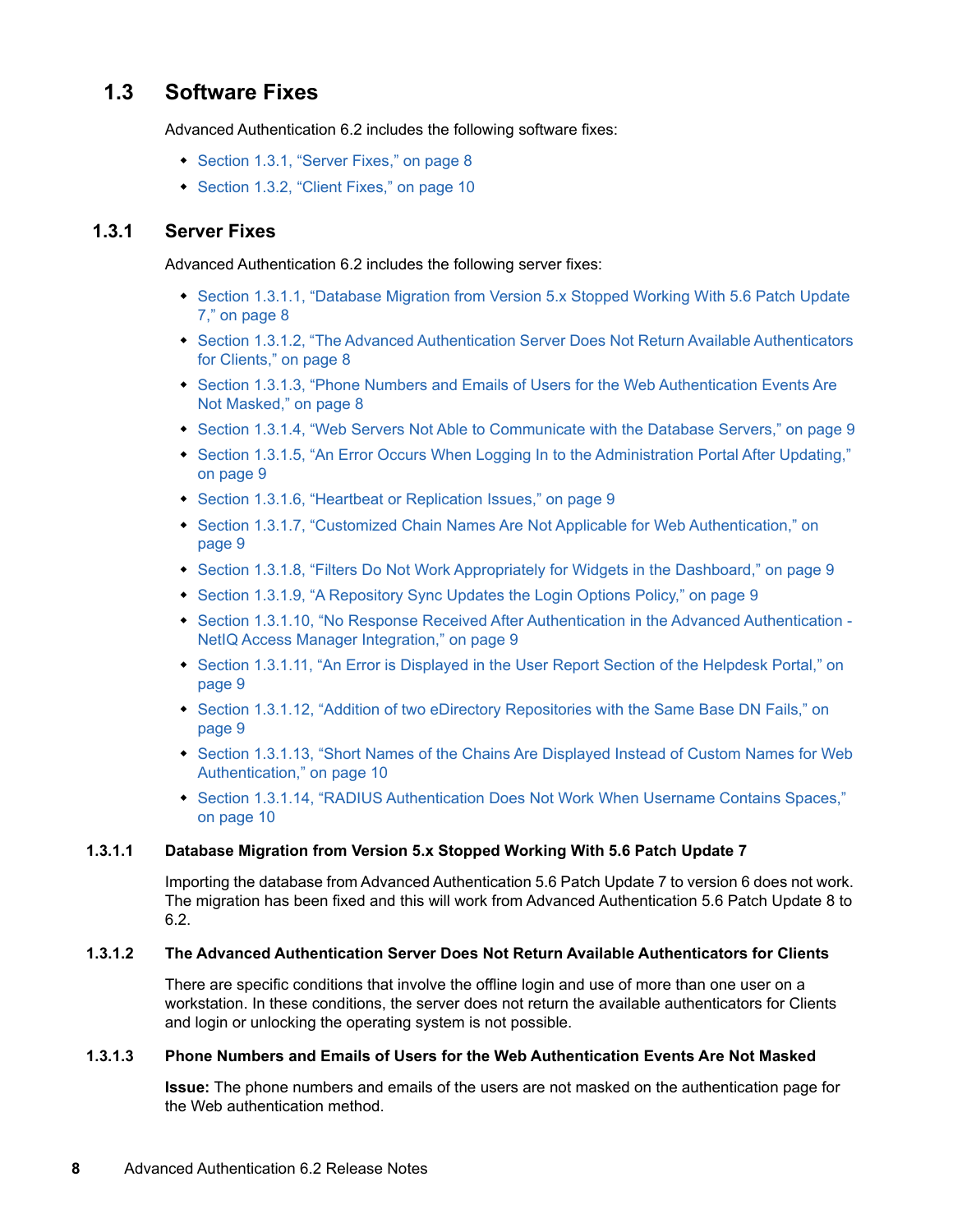## 1.3 Software Fixes

Advanced Authentication 6.2 includes the following software fixes:

- Section 1.3.1, "Server Fixes," on page 8
- Section 1.3.2, "Client Fixes," on page 10

### 1.3.1 Server Fixes

Advanced Authentication 6.2 includes the following server fixes:

- Section 1.3.1.1, "Database Migration from Version 5.x Stopped Working With 5.6 Patch Update 7," on page 8
- Section 1.3.1.2, "The Advanced Authentication Server Does Not Return Available Authenticators for Clients," on page 8
- Section 1.3.1.3, "Phone Numbers and Emails of Users for the Web Authentication Events Are Not Masked," on page 8
- Section 1.3.1.4, "Web Servers Not Able to Communicate with the Database Servers," on page 9
- Section 1.3.1.5, "An Error Occurs When Logging In to the Administration Portal After Updating," on page 9
- Section 1.3.1.6, "Heartbeat or Replication Issues," on page 9
- Section 1.3.1.7, "Customized Chain Names Are Not Applicable for Web Authentication," on page 9
- Section 1.3.1.8, "Filters Do Not Work Appropriately for Widgets in the Dashboard," on page 9
- Section 1.3.1.9, "A Repository Sync Updates the Login Options Policy," on page 9
- Section 1.3.1.10, "No Response Received After Authentication in the Advanced Authentication - NetIQ Access Manager Integration," on page 9
- Section 1.3.1.11, "An Error is Displayed in the User Report Section of the Helpdesk Portal," on page 9
- Section 1.3.1.12, "Addition of two eDirectory Repositories with the Same Base DN Fails," on page 9
- Section 1.3.1.13, "Short Names of the Chains Are Displayed Instead of Custom Names for Web Authentication," on page 10
- Section 1.3.1.14, "RADIUS Authentication Does Not Work When Username Contains Spaces," on page 10

#### 1.3.1.1 Database Migration from Version 5.x Stopped Working With 5.6 Patch Update 7

Importing the database from Advanced Authentication 5.6 Patch Update 7 to version 6 does not work. The migration has been fixed and this will work from Advanced Authentication 5.6 Patch Update 8 to 6.2.

#### 1.3.1.2 The Advanced Authentication Server Does Not Return Available Authenticators for Clients

There are specific conditions that involve the offline login and use of more than one user on a workstation. In these conditions, the server does not return the available authenticators for Clients and login or unlocking the operating system is not possible.

#### 1.3.1.3 Phone Numbers and Emails of Users for the Web Authentication Events Are Not Masked

**Issue:** The phone numbers and emails of the users are not masked on the authentication page for the Web authentication method.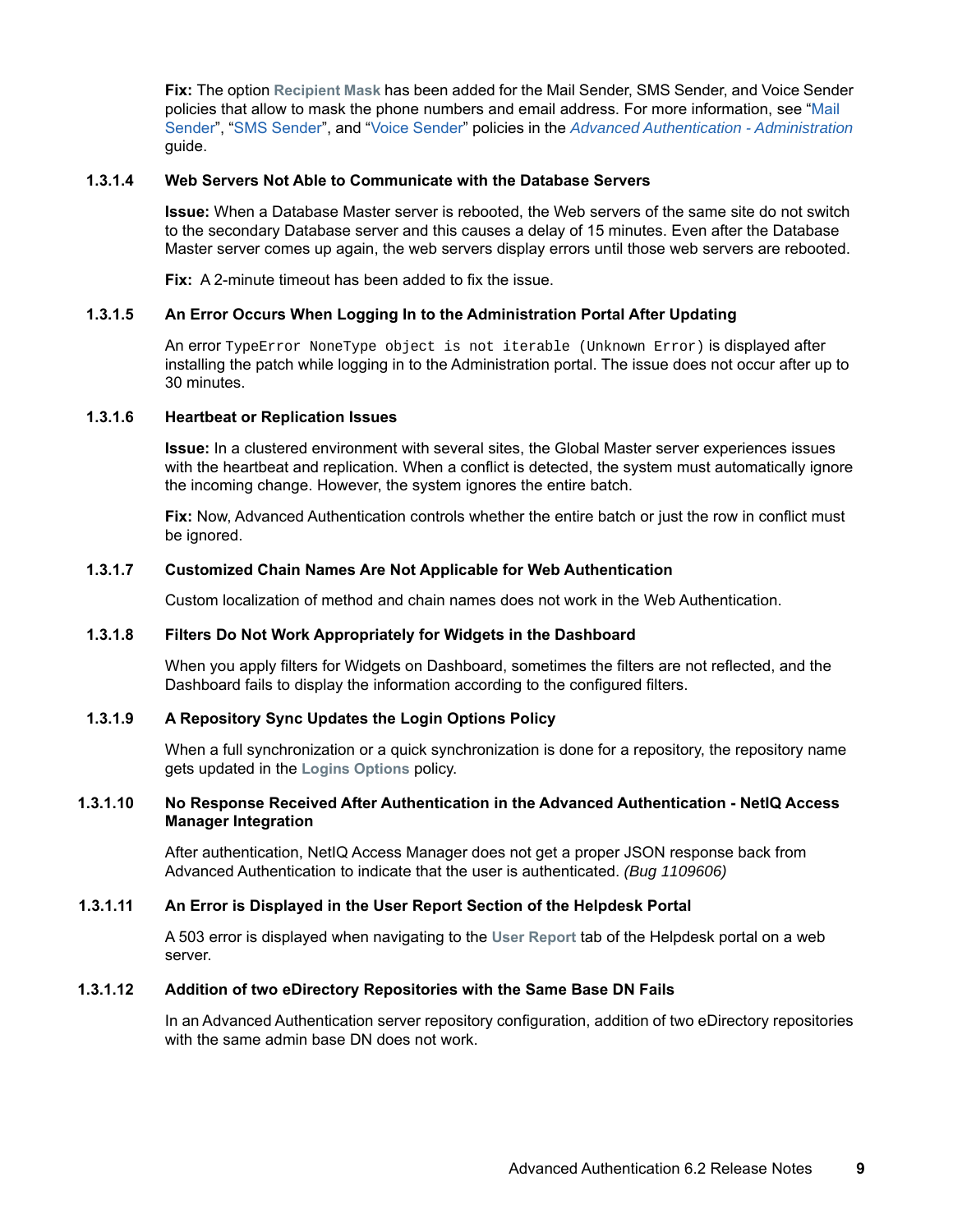**Fix:** The option **Recipient Mask** has been added for the Mail Sender, SMS Sender, and Voice Sender policies that allow to mask the phone numbers and email address. For more information, see "Mail Sender", "SMS Sender", and "Voice Sender" policies in the *Advanced Authentication - Administration* guide.

#### 1.3.1.4 Web Servers Not Able to Communicate with the Database Servers

**Issue:** When a Database Master server is rebooted, the Web servers of the same site do not switch to the secondary Database server and this causes a delay of 15 minutes. Even after the Database Master server comes up again, the web servers display errors until those web servers are rebooted.

**Fix:** A 2-minute timeout has been added to fix the issue.

#### 1.3.1.5 An Error Occurs When Logging In to the Administration Portal After Updating

An error `TypeError NoneType object is not iterable (Unknown Error)` is displayed after installing the patch while logging in to the Administration portal. The issue does not occur after up to 30 minutes.

#### 1.3.1.6 Heartbeat or Replication Issues

**Issue:** In a clustered environment with several sites, the Global Master server experiences issues with the heartbeat and replication. When a conflict is detected, the system must automatically ignore the incoming change. However, the system ignores the entire batch.

**Fix:** Now, Advanced Authentication controls whether the entire batch or just the row in conflict must be ignored.

#### 1.3.1.7 Customized Chain Names Are Not Applicable for Web Authentication

Custom localization of method and chain names does not work in the Web Authentication.

#### 1.3.1.8 Filters Do Not Work Appropriately for Widgets in the Dashboard

When you apply filters for Widgets on Dashboard, sometimes the filters are not reflected, and the Dashboard fails to display the information according to the configured filters.

#### 1.3.1.9 A Repository Sync Updates the Login Options Policy

When a full synchronization or a quick synchronization is done for a repository, the repository name gets updated in the **Logins Options** policy.

#### 1.3.1.10 No Response Received After Authentication in the Advanced Authentication - NetIQ Access Manager Integration

After authentication, NetIQ Access Manager does not get a proper JSON response back from Advanced Authentication to indicate that the user is authenticated. *(Bug 1109606)*

#### 1.3.1.11 An Error is Displayed in the User Report Section of the Helpdesk Portal

A 503 error is displayed when navigating to the **User Report** tab of the Helpdesk portal on a web server.

#### 1.3.1.12 Addition of two eDirectory Repositories with the Same Base DN Fails

In an Advanced Authentication server repository configuration, addition of two eDirectory repositories with the same admin base DN does not work.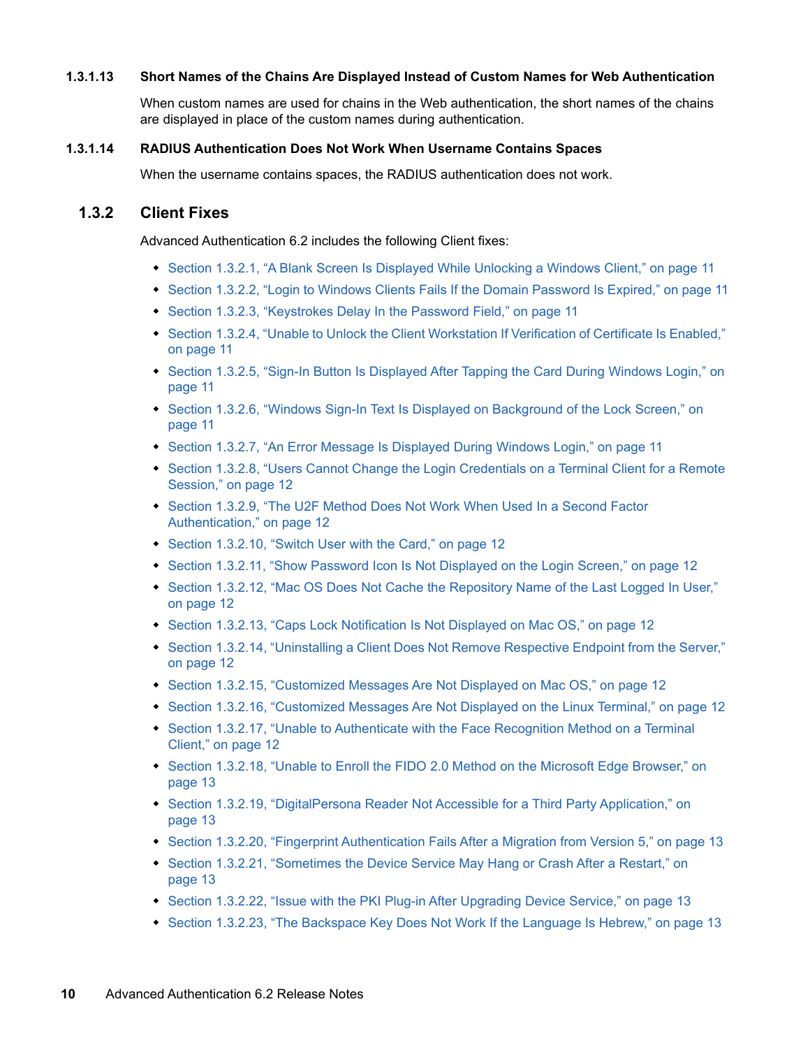#### 1.3.1.13 Short Names of the Chains Are Displayed Instead of Custom Names for Web Authentication

When custom names are used for chains in the Web authentication, the short names of the chains are displayed in place of the custom names during authentication.

#### 1.3.1.14 RADIUS Authentication Does Not Work When Username Contains Spaces

When the username contains spaces, the RADIUS authentication does not work.

### 1.3.2 Client Fixes

Advanced Authentication 6.2 includes the following Client fixes:

- Section 1.3.2.1, "A Blank Screen Is Displayed While Unlocking a Windows Client," on page 11
- Section 1.3.2.2, "Login to Windows Clients Fails If the Domain Password Is Expired," on page 11
- Section 1.3.2.3, "Keystrokes Delay In the Password Field," on page 11
- Section 1.3.2.4, "Unable to Unlock the Client Workstation If Verification of Certificate Is Enabled," on page 11
- Section 1.3.2.5, "Sign-In Button Is Displayed After Tapping the Card During Windows Login," on page 11
- Section 1.3.2.6, "Windows Sign-In Text Is Displayed on Background of the Lock Screen," on page 11
- Section 1.3.2.7, "An Error Message Is Displayed During Windows Login," on page 11
- Section 1.3.2.8, "Users Cannot Change the Login Credentials on a Terminal Client for a Remote Session," on page 12
- Section 1.3.2.9, "The U2F Method Does Not Work When Used In a Second Factor Authentication," on page 12
- Section 1.3.2.10, "Switch User with the Card," on page 12
- Section 1.3.2.11, "Show Password Icon Is Not Displayed on the Login Screen," on page 12
- Section 1.3.2.12, "Mac OS Does Not Cache the Repository Name of the Last Logged In User," on page 12
- Section 1.3.2.13, "Caps Lock Notification Is Not Displayed on Mac OS," on page 12
- Section 1.3.2.14, "Uninstalling a Client Does Not Remove Respective Endpoint from the Server," on page 12
- Section 1.3.2.15, "Customized Messages Are Not Displayed on Mac OS," on page 12
- Section 1.3.2.16, "Customized Messages Are Not Displayed on the Linux Terminal," on page 12
- Section 1.3.2.17, "Unable to Authenticate with the Face Recognition Method on a Terminal Client," on page 12
- Section 1.3.2.18, "Unable to Enroll the FIDO 2.0 Method on the Microsoft Edge Browser," on page 13
- Section 1.3.2.19, "DigitalPersona Reader Not Accessible for a Third Party Application," on page 13
- Section 1.3.2.20, "Fingerprint Authentication Fails After a Migration from Version 5," on page 13
- Section 1.3.2.21, "Sometimes the Device Service May Hang or Crash After a Restart," on page 13
- Section 1.3.2.22, "Issue with the PKI Plug-in After Upgrading Device Service," on page 13
- Section 1.3.2.23, "The Backspace Key Does Not Work If the Language Is Hebrew," on page 13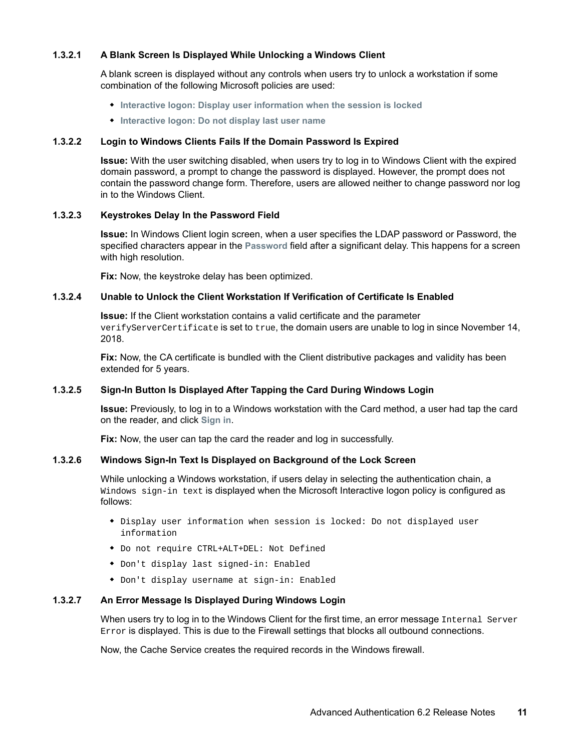#### 1.3.2.1 A Blank Screen Is Displayed While Unlocking a Windows Client

A blank screen is displayed without any controls when users try to unlock a workstation if some combination of the following Microsoft policies are used:

- **Interactive logon: Display user information when the session is locked**
- **Interactive logon: Do not display last user name**

#### 1.3.2.2 Login to Windows Clients Fails If the Domain Password Is Expired

**Issue:** With the user switching disabled, when users try to log in to Windows Client with the expired domain password, a prompt to change the password is displayed. However, the prompt does not contain the password change form. Therefore, users are allowed neither to change password nor log in to the Windows Client.

#### 1.3.2.3 Keystrokes Delay In the Password Field

**Issue:** In Windows Client login screen, when a user specifies the LDAP password or Password, the specified characters appear in the **Password** field after a significant delay. This happens for a screen with high resolution.

**Fix:** Now, the keystroke delay has been optimized.

#### 1.3.2.4 Unable to Unlock the Client Workstation If Verification of Certificate Is Enabled

**Issue:** If the Client workstation contains a valid certificate and the parameter `verifyServerCertificate` is set to `true`, the domain users are unable to log in since November 14, 2018.

**Fix:** Now, the CA certificate is bundled with the Client distributive packages and validity has been extended for 5 years.

#### 1.3.2.5 Sign-In Button Is Displayed After Tapping the Card During Windows Login

**Issue:** Previously, to log in to a Windows workstation with the Card method, a user had tap the card on the reader, and click **Sign in**.

**Fix:** Now, the user can tap the card the reader and log in successfully.

#### 1.3.2.6 Windows Sign-In Text Is Displayed on Background of the Lock Screen

While unlocking a Windows workstation, if users delay in selecting the authentication chain, a `Windows sign-in text` is displayed when the Microsoft Interactive logon policy is configured as follows:

- `Display user information when session is locked: Do not displayed user information`
- `Do not require CTRL+ALT+DEL: Not Defined`
- `Don't display last signed-in: Enabled`
- `Don't display username at sign-in: Enabled`

#### 1.3.2.7 An Error Message Is Displayed During Windows Login

When users try to log in to the Windows Client for the first time, an error message `Internal Server Error` is displayed. This is due to the Firewall settings that blocks all outbound connections.

Now, the Cache Service creates the required records in the Windows firewall.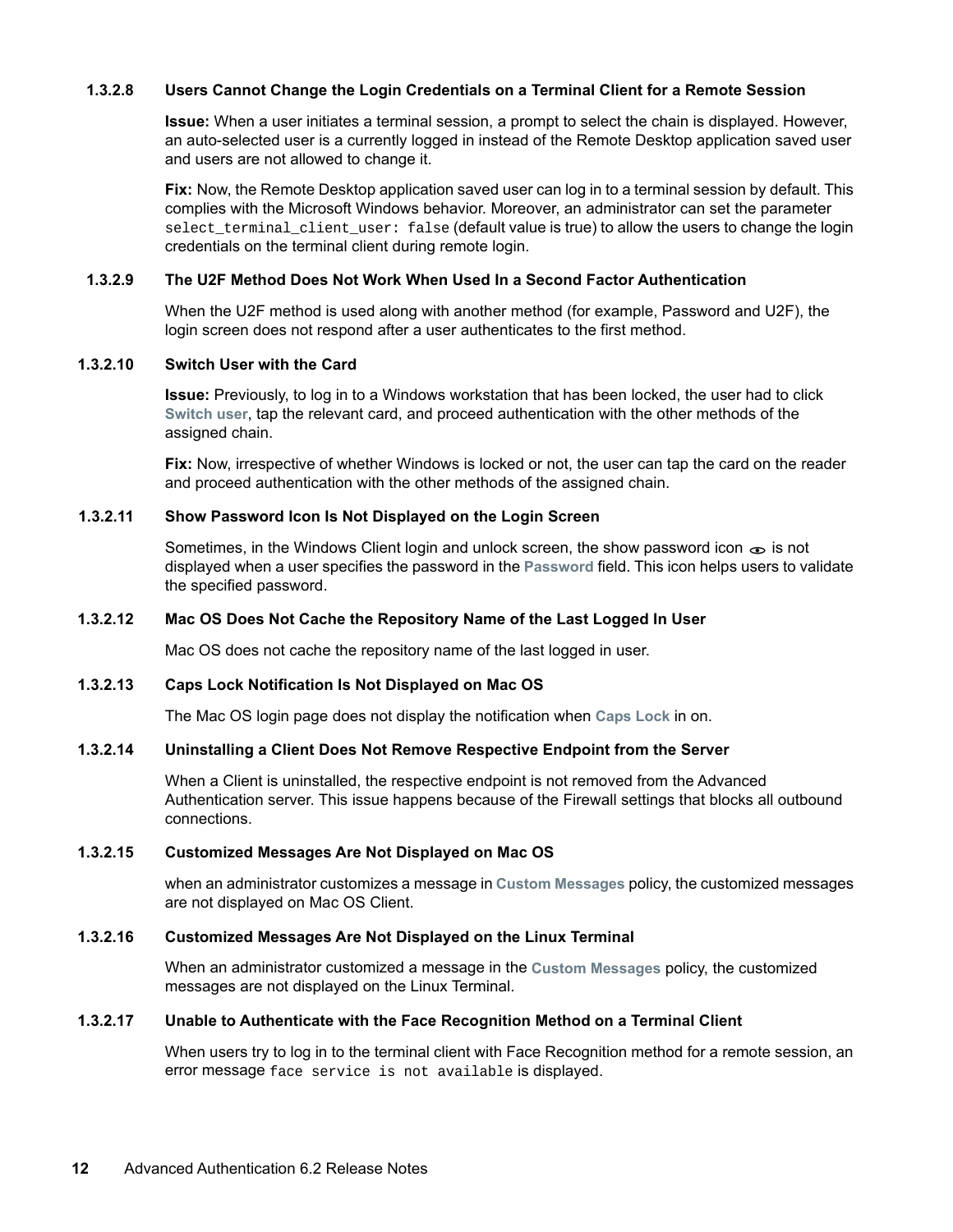#### 1.3.2.8 Users Cannot Change the Login Credentials on a Terminal Client for a Remote Session

**Issue:** When a user initiates a terminal session, a prompt to select the chain is displayed. However, an auto-selected user is a currently logged in instead of the Remote Desktop application saved user and users are not allowed to change it.

**Fix:** Now, the Remote Desktop application saved user can log in to a terminal session by default. This complies with the Microsoft Windows behavior. Moreover, an administrator can set the parameter `select_terminal_client_user: false` (default value is true) to allow the users to change the login credentials on the terminal client during remote login.

#### 1.3.2.9 The U2F Method Does Not Work When Used In a Second Factor Authentication

When the U2F method is used along with another method (for example, Password and U2F), the login screen does not respond after a user authenticates to the first method.

#### 1.3.2.10 Switch User with the Card

**Issue:** Previously, to log in to a Windows workstation that has been locked, the user had to click **Switch user**, tap the relevant card, and proceed authentication with the other methods of the assigned chain.

**Fix:** Now, irrespective of whether Windows is locked or not, the user can tap the card on the reader and proceed authentication with the other methods of the assigned chain.

#### 1.3.2.11 Show Password Icon Is Not Displayed on the Login Screen

Sometimes, in the Windows Client login and unlock screen, the show password icon is not displayed when a user specifies the password in the **Password** field. This icon helps users to validate the specified password.

#### 1.3.2.12 Mac OS Does Not Cache the Repository Name of the Last Logged In User

Mac OS does not cache the repository name of the last logged in user.

#### 1.3.2.13 Caps Lock Notification Is Not Displayed on Mac OS

The Mac OS login page does not display the notification when **Caps Lock** in on.

#### 1.3.2.14 Uninstalling a Client Does Not Remove Respective Endpoint from the Server

When a Client is uninstalled, the respective endpoint is not removed from the Advanced Authentication server. This issue happens because of the Firewall settings that blocks all outbound connections.

#### 1.3.2.15 Customized Messages Are Not Displayed on Mac OS

when an administrator customizes a message in **Custom Messages** policy, the customized messages are not displayed on Mac OS Client.

#### 1.3.2.16 Customized Messages Are Not Displayed on the Linux Terminal

When an administrator customized a message in the **Custom Messages** policy, the customized messages are not displayed on the Linux Terminal.

#### 1.3.2.17 Unable to Authenticate with the Face Recognition Method on a Terminal Client

When users try to log in to the terminal client with Face Recognition method for a remote session, an error message `face service is not available` is displayed.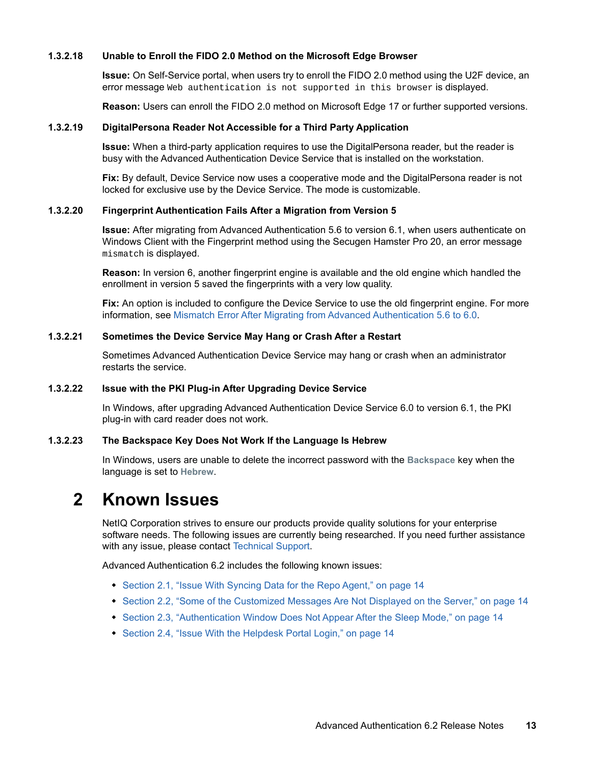#### 1.3.2.18 Unable to Enroll the FIDO 2.0 Method on the Microsoft Edge Browser

**Issue:** On Self-Service portal, when users try to enroll the FIDO 2.0 method using the U2F device, an error message `Web authentication is not supported in this browser` is displayed.

**Reason:** Users can enroll the FIDO 2.0 method on Microsoft Edge 17 or further supported versions.

#### 1.3.2.19 DigitalPersona Reader Not Accessible for a Third Party Application

**Issue:** When a third-party application requires to use the DigitalPersona reader, but the reader is busy with the Advanced Authentication Device Service that is installed on the workstation.

**Fix:** By default, Device Service now uses a cooperative mode and the DigitalPersona reader is not locked for exclusive use by the Device Service. The mode is customizable.

#### 1.3.2.20 Fingerprint Authentication Fails After a Migration from Version 5

**Issue:** After migrating from Advanced Authentication 5.6 to version 6.1, when users authenticate on Windows Client with the Fingerprint method using the Secugen Hamster Pro 20, an error message `mismatch` is displayed.

**Reason:** In version 6, another fingerprint engine is available and the old engine which handled the enrollment in version 5 saved the fingerprints with a very low quality.

**Fix:** An option is included to configure the Device Service to use the old fingerprint engine. For more information, see Mismatch Error After Migrating from Advanced Authentication 5.6 to 6.0.

#### 1.3.2.21 Sometimes the Device Service May Hang or Crash After a Restart

Sometimes Advanced Authentication Device Service may hang or crash when an administrator restarts the service.

#### 1.3.2.22 Issue with the PKI Plug-in After Upgrading Device Service

In Windows, after upgrading Advanced Authentication Device Service 6.0 to version 6.1, the PKI plug-in with card reader does not work.

#### 1.3.2.23 The Backspace Key Does Not Work If the Language Is Hebrew

In Windows, users are unable to delete the incorrect password with the **Backspace** key when the language is set to **Hebrew**.

# 2 Known Issues

NetIQ Corporation strives to ensure our products provide quality solutions for your enterprise software needs. The following issues are currently being researched. If you need further assistance with any issue, please contact Technical Support.

Advanced Authentication 6.2 includes the following known issues:

- Section 2.1, "Issue With Syncing Data for the Repo Agent," on page 14
- Section 2.2, "Some of the Customized Messages Are Not Displayed on the Server," on page 14
- Section 2.3, "Authentication Window Does Not Appear After the Sleep Mode," on page 14
- Section 2.4, "Issue With the Helpdesk Portal Login," on page 14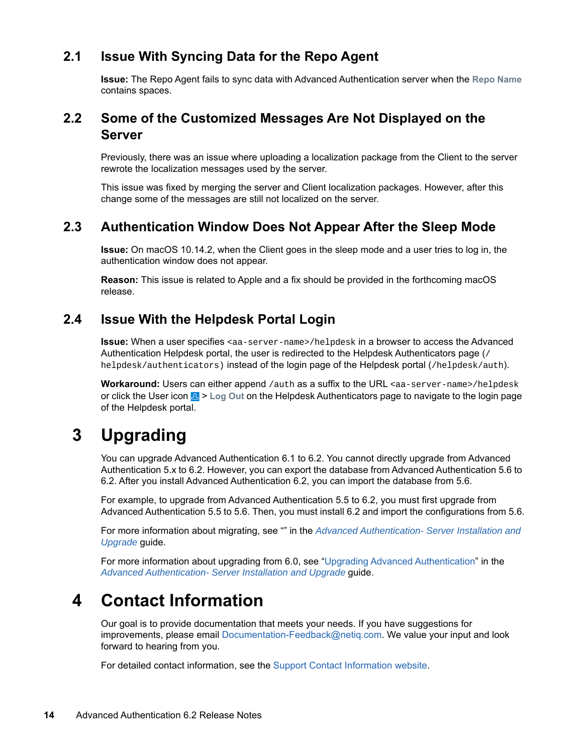## 2.1 Issue With Syncing Data for the Repo Agent

**Issue:** The Repo Agent fails to sync data with Advanced Authentication server when the **Repo Name** contains spaces.

## 2.2 Some of the Customized Messages Are Not Displayed on the Server

Previously, there was an issue where uploading a localization package from the Client to the server rewrote the localization messages used by the server.

This issue was fixed by merging the server and Client localization packages. However, after this change some of the messages are still not localized on the server.

## 2.3 Authentication Window Does Not Appear After the Sleep Mode

**Issue:** On macOS 10.14.2, when the Client goes in the sleep mode and a user tries to log in, the authentication window does not appear.

**Reason:** This issue is related to Apple and a fix should be provided in the forthcoming macOS release.

## 2.4 Issue With the Helpdesk Portal Login

**Issue:** When a user specifies `<aa-server-name>/helpdesk` in a browser to access the Advanced Authentication Helpdesk portal, the user is redirected to the Helpdesk Authenticators page (`/helpdesk/authenticators`) instead of the login page of the Helpdesk portal (`/helpdesk/auth`).

**Workaround:** Users can either append `/auth` as a suffix to the URL `<aa-server-name>/helpdesk` or click the User icon > **Log Out** on the Helpdesk Authenticators page to navigate to the login page of the Helpdesk portal.

# 3 Upgrading

You can upgrade Advanced Authentication 6.1 to 6.2. You cannot directly upgrade from Advanced Authentication 5.x to 6.2. However, you can export the database from Advanced Authentication 5.6 to 6.2. After you install Advanced Authentication 6.2, you can import the database from 5.6.

For example, to upgrade from Advanced Authentication 5.5 to 6.2, you must first upgrade from Advanced Authentication 5.5 to 5.6. Then, you must install 6.2 and import the configurations from 5.6.

For more information about migrating, see "" in the *Advanced Authentication- Server Installation and Upgrade* guide.

For more information about upgrading from 6.0, see "Upgrading Advanced Authentication" in the *Advanced Authentication- Server Installation and Upgrade* guide.

# 4 Contact Information

Our goal is to provide documentation that meets your needs. If you have suggestions for improvements, please email Documentation-Feedback@netiq.com. We value your input and look forward to hearing from you.

For detailed contact information, see the Support Contact Information website.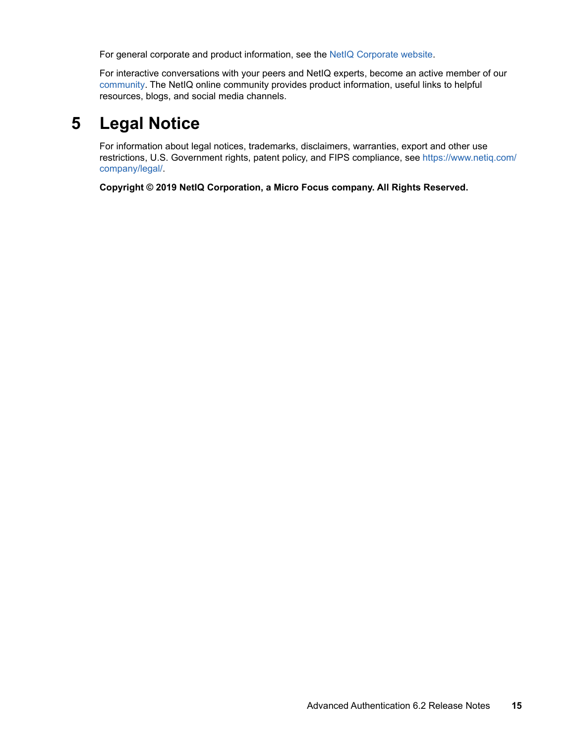For general corporate and product information, see the NetIQ Corporate website.

For interactive conversations with your peers and NetIQ experts, become an active member of our community. The NetIQ online community provides product information, useful links to helpful resources, blogs, and social media channels.

# 5 Legal Notice

For information about legal notices, trademarks, disclaimers, warranties, export and other use restrictions, U.S. Government rights, patent policy, and FIPS compliance, see https://www.netiq.com/company/legal/.

**Copyright © 2019 NetIQ Corporation, a Micro Focus company. All Rights Reserved.**